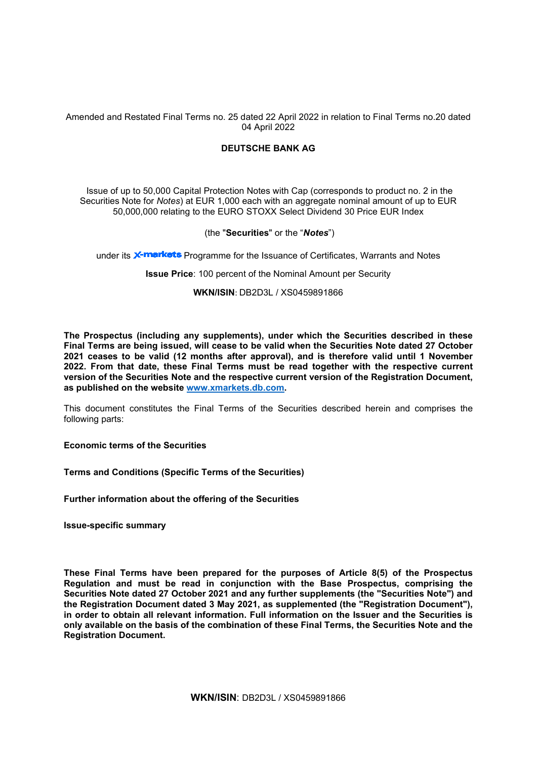Amended and Restated Final Terms no. 25 dated 22 April 2022 in relation to Final Terms no.20 dated 04 April 2022

**DEUTSCHE BANK AG**

Issue of up to 50,000 Capital Protection Notes with Cap (corresponds to product no. 2 in the Securities Note for *Notes*) at EUR 1,000 each with an aggregate nominal amount of up to EUR 50,000,000 relating to the EURO STOXX Select Dividend 30 Price EUR Index

(the "**Securities**" or the "***Notes***")

under its X-markets Programme for the Issuance of Certificates, Warrants and Notes

**Issue Price**: 100 percent of the Nominal Amount per Security

**WKN/ISIN**: DB2D3L / XS0459891866

**The Prospectus (including any supplements), under which the Securities described in these Final Terms are being issued, will cease to be valid when the Securities Note dated 27 October 2021 ceases to be valid (12 months after approval), and is therefore valid until 1 November 2022. From that date, these Final Terms must be read together with the respective current version of the Securities Note and the respective current version of the Registration Document, as published on the website www.xmarkets.db.com.**

This document constitutes the Final Terms of the Securities described herein and comprises the following parts:

**Economic terms of the Securities**

**Terms and Conditions (Specific Terms of the Securities)**

**Further information about the offering of the Securities**

**Issue-specific summary**

**These Final Terms have been prepared for the purposes of Article 8(5) of the Prospectus Regulation and must be read in conjunction with the Base Prospectus, comprising the Securities Note dated 27 October 2021 and any further supplements (the "Securities Note") and the Registration Document dated 3 May 2021, as supplemented (the "Registration Document"), in order to obtain all relevant information. Full information on the Issuer and the Securities is only available on the basis of the combination of these Final Terms, the Securities Note and the Registration Document.**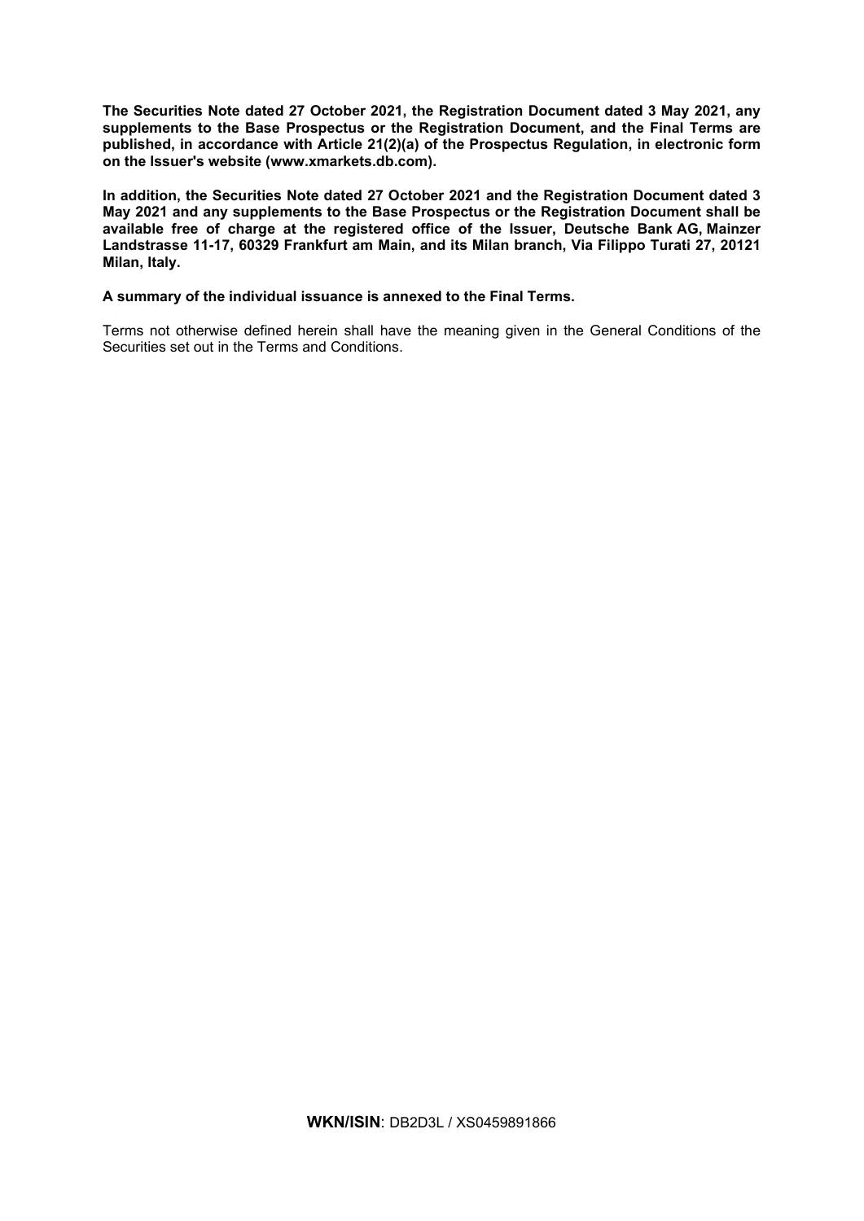**The Securities Note dated 27 October 2021, the Registration Document dated 3 May 2021, any supplements to the Base Prospectus or the Registration Document, and the Final Terms are published, in accordance with Article 21(2)(a) of the Prospectus Regulation, in electronic form on the Issuer's website (www.xmarkets.db.com).**

**In addition, the Securities Note dated 27 October 2021 and the Registration Document dated 3 May 2021 and any supplements to the Base Prospectus or the Registration Document shall be available free of charge at the registered office of the Issuer, Deutsche Bank AG, Mainzer Landstrasse 11-17, 60329 Frankfurt am Main, and its Milan branch, Via Filippo Turati 27, 20121 Milan, Italy.**

**A summary of the individual issuance is annexed to the Final Terms.**

Terms not otherwise defined herein shall have the meaning given in the General Conditions of the Securities set out in the Terms and Conditions.

**WKN/ISIN**: DB2D3L / XS0459891866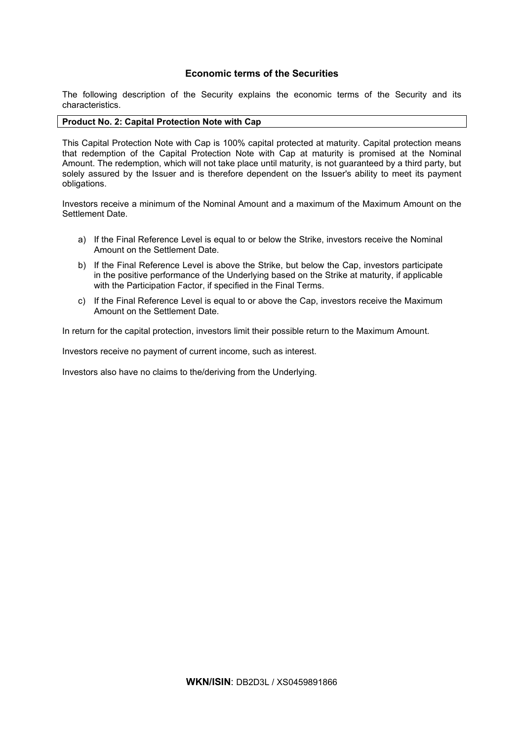## Economic terms of the Securities

The following description of the Security explains the economic terms of the Security and its characteristics.

**Product No. 2: Capital Protection Note with Cap**

This Capital Protection Note with Cap is 100% capital protected at maturity. Capital protection means that redemption of the Capital Protection Note with Cap at maturity is promised at the Nominal Amount. The redemption, which will not take place until maturity, is not guaranteed by a third party, but solely assured by the Issuer and is therefore dependent on the Issuer's ability to meet its payment obligations.

Investors receive a minimum of the Nominal Amount and a maximum of the Maximum Amount on the Settlement Date.

a) If the Final Reference Level is equal to or below the Strike, investors receive the Nominal Amount on the Settlement Date.

b) If the Final Reference Level is above the Strike, but below the Cap, investors participate in the positive performance of the Underlying based on the Strike at maturity, if applicable with the Participation Factor, if specified in the Final Terms.

c) If the Final Reference Level is equal to or above the Cap, investors receive the Maximum Amount on the Settlement Date.

In return for the capital protection, investors limit their possible return to the Maximum Amount.

Investors receive no payment of current income, such as interest.

Investors also have no claims to the/deriving from the Underlying.

**WKN/ISIN**: DB2D3L / XS0459891866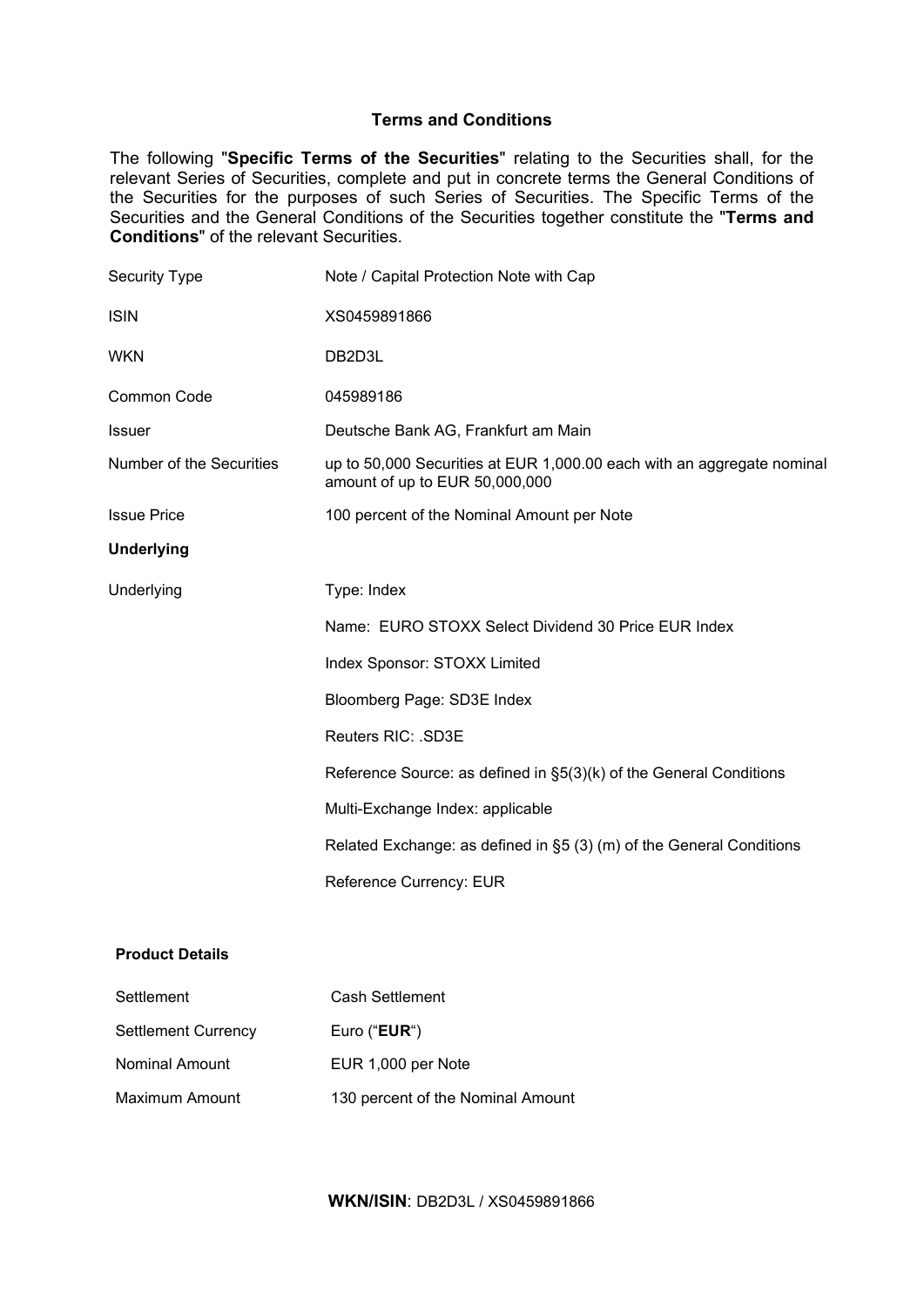## Terms and Conditions

The following "**Specific Terms of the Securities**" relating to the Securities shall, for the relevant Series of Securities, complete and put in concrete terms the General Conditions of the Securities for the purposes of such Series of Securities. The Specific Terms of the Securities and the General Conditions of the Securities together constitute the "**Terms and Conditions**" of the relevant Securities.

| | |
|---|---|
| Security Type | Note / Capital Protection Note with Cap |
| ISIN | XS0459891866 |
| WKN | DB2D3L |
| Common Code | 045989186 |
| Issuer | Deutsche Bank AG, Frankfurt am Main |
| Number of the Securities | up to 50,000 Securities at EUR 1,000.00 each with an aggregate nominal amount of up to EUR 50,000,000 |
| Issue Price | 100 percent of the Nominal Amount per Note |
| **Underlying** | |
| Underlying | Type: Index |
| | Name: EURO STOXX Select Dividend 30 Price EUR Index |
| | Index Sponsor: STOXX Limited |
| | Bloomberg Page: SD3E Index |
| | Reuters RIC: .SD3E |
| | Reference Source: as defined in §5(3)(k) of the General Conditions |
| | Multi-Exchange Index: applicable |
| | Related Exchange: as defined in §5 (3) (m) of the General Conditions |
| | Reference Currency: EUR |

**Product Details**

| | |
|---|---|
| Settlement | Cash Settlement |
| Settlement Currency | Euro ("**EUR**") |
| Nominal Amount | EUR 1,000 per Note |
| Maximum Amount | 130 percent of the Nominal Amount |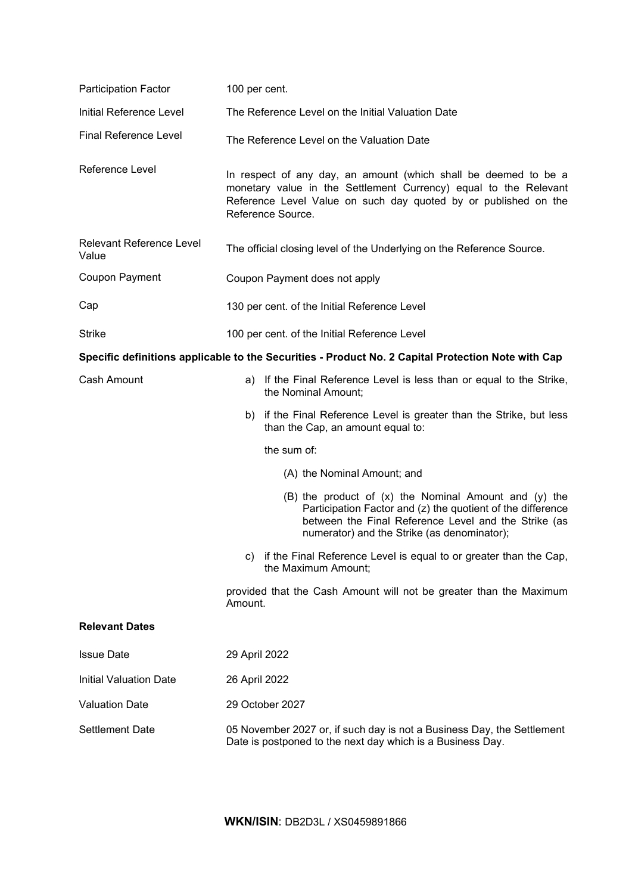| | |
|---|---|
| Participation Factor | 100 per cent. |
| Initial Reference Level | The Reference Level on the Initial Valuation Date |
| Final Reference Level | The Reference Level on the Valuation Date |
| Reference Level | In respect of any day, an amount (which shall be deemed to be a monetary value in the Settlement Currency) equal to the Relevant Reference Level Value on such day quoted by or published on the Reference Source. |
| Relevant Reference Level Value | The official closing level of the Underlying on the Reference Source. |
| Coupon Payment | Coupon Payment does not apply |
| Cap | 130 per cent. of the Initial Reference Level |
| Strike | 100 per cent. of the Initial Reference Level |

**Specific definitions applicable to the Securities - Product No. 2 Capital Protection Note with Cap**

Cash Amount

a) If the Final Reference Level is less than or equal to the Strike, the Nominal Amount;

b) if the Final Reference Level is greater than the Strike, but less than the Cap, an amount equal to:

the sum of:

(A) the Nominal Amount; and

(B) the product of (x) the Nominal Amount and (y) the Participation Factor and (z) the quotient of the difference between the Final Reference Level and the Strike (as numerator) and the Strike (as denominator);

c) if the Final Reference Level is equal to or greater than the Cap, the Maximum Amount;

provided that the Cash Amount will not be greater than the Maximum Amount.

**Relevant Dates**

| | |
|---|---|
| Issue Date | 29 April 2022 |
| Initial Valuation Date | 26 April 2022 |
| Valuation Date | 29 October 2027 |
| Settlement Date | 05 November 2027 or, if such day is not a Business Day, the Settlement Date is postponed to the next day which is a Business Day. |

**WKN/ISIN**: DB2D3L / XS0459891866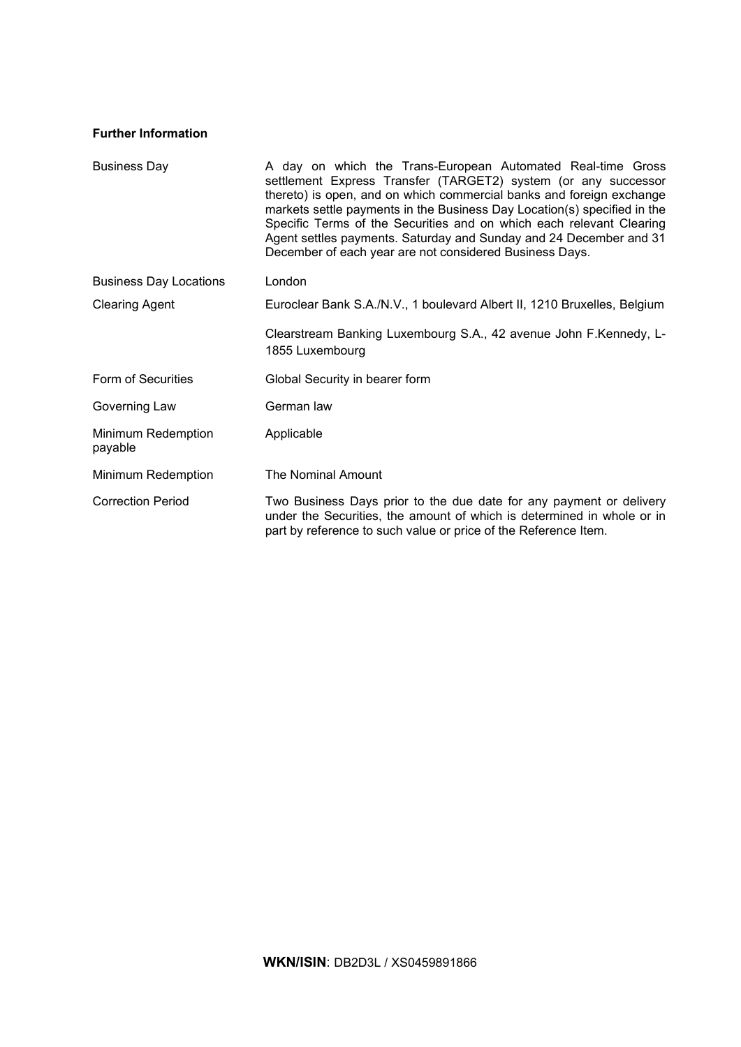**Further Information**

| | |
|---|---|
| Business Day | A day on which the Trans-European Automated Real-time Gross settlement Express Transfer (TARGET2) system (or any successor thereto) is open, and on which commercial banks and foreign exchange markets settle payments in the Business Day Location(s) specified in the Specific Terms of the Securities and on which each relevant Clearing Agent settles payments. Saturday and Sunday and 24 December and 31 December of each year are not considered Business Days. |
| Business Day Locations | London |
| Clearing Agent | Euroclear Bank S.A./N.V., 1 boulevard Albert II, 1210 Bruxelles, Belgium |
| | Clearstream Banking Luxembourg S.A., 42 avenue John F.Kennedy, L-1855 Luxembourg |
| Form of Securities | Global Security in bearer form |
| Governing Law | German law |
| Minimum Redemption payable | Applicable |
| Minimum Redemption | The Nominal Amount |
| Correction Period | Two Business Days prior to the due date for any payment or delivery under the Securities, the amount of which is determined in whole or in part by reference to such value or price of the Reference Item. |

**WKN/ISIN**: DB2D3L / XS0459891866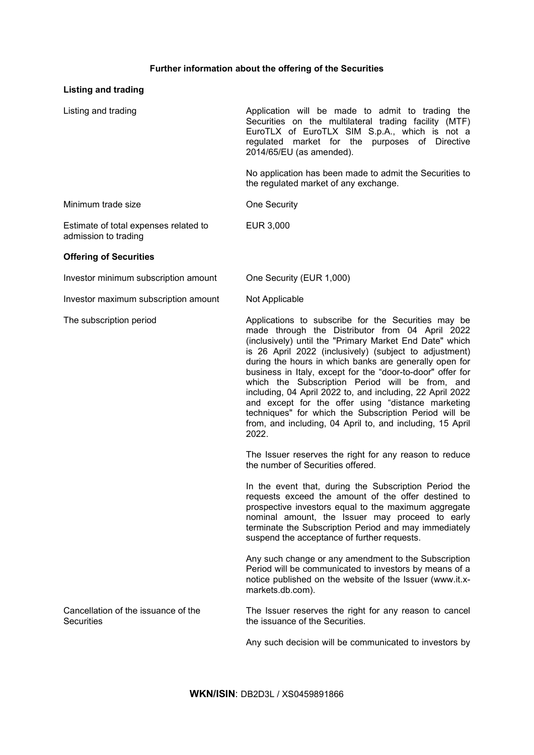## Further information about the offering of the Securities

### Listing and trading

| | |
|---|---|
| Listing and trading | Application will be made to admit to trading the Securities on the multilateral trading facility (MTF) EuroTLX of EuroTLX SIM S.p.A., which is not a regulated market for the purposes of Directive 2014/65/EU (as amended).<br><br>No application has been made to admit the Securities to the regulated market of any exchange. |
| Minimum trade size | One Security |
| Estimate of total expenses related to admission to trading | EUR 3,000 |

### Offering of Securities

| | |
|---|---|
| Investor minimum subscription amount | One Security (EUR 1,000) |
| Investor maximum subscription amount | Not Applicable |
| The subscription period | Applications to subscribe for the Securities may be made through the Distributor from 04 April 2022 (inclusively) until the "Primary Market End Date" which is 26 April 2022 (inclusively) (subject to adjustment) during the hours in which banks are generally open for business in Italy, except for the "door-to-door" offer for which the Subscription Period will be from, and including, 04 April 2022 to, and including, 22 April 2022 and except for the offer using "distance marketing techniques" for which the Subscription Period will be from, and including, 04 April to, and including, 15 April 2022.<br><br>The Issuer reserves the right for any reason to reduce the number of Securities offered.<br><br>In the event that, during the Subscription Period the requests exceed the amount of the offer destined to prospective investors equal to the maximum aggregate nominal amount, the Issuer may proceed to early terminate the Subscription Period and may immediately suspend the acceptance of further requests.<br><br>Any such change or any amendment to the Subscription Period will be communicated to investors by means of a notice published on the website of the Issuer (www.it.x-markets.db.com). |
| Cancellation of the issuance of the Securities | The Issuer reserves the right for any reason to cancel the issuance of the Securities.<br><br>Any such decision will be communicated to investors by |

**WKN/ISIN**: DB2D3L / XS0459891866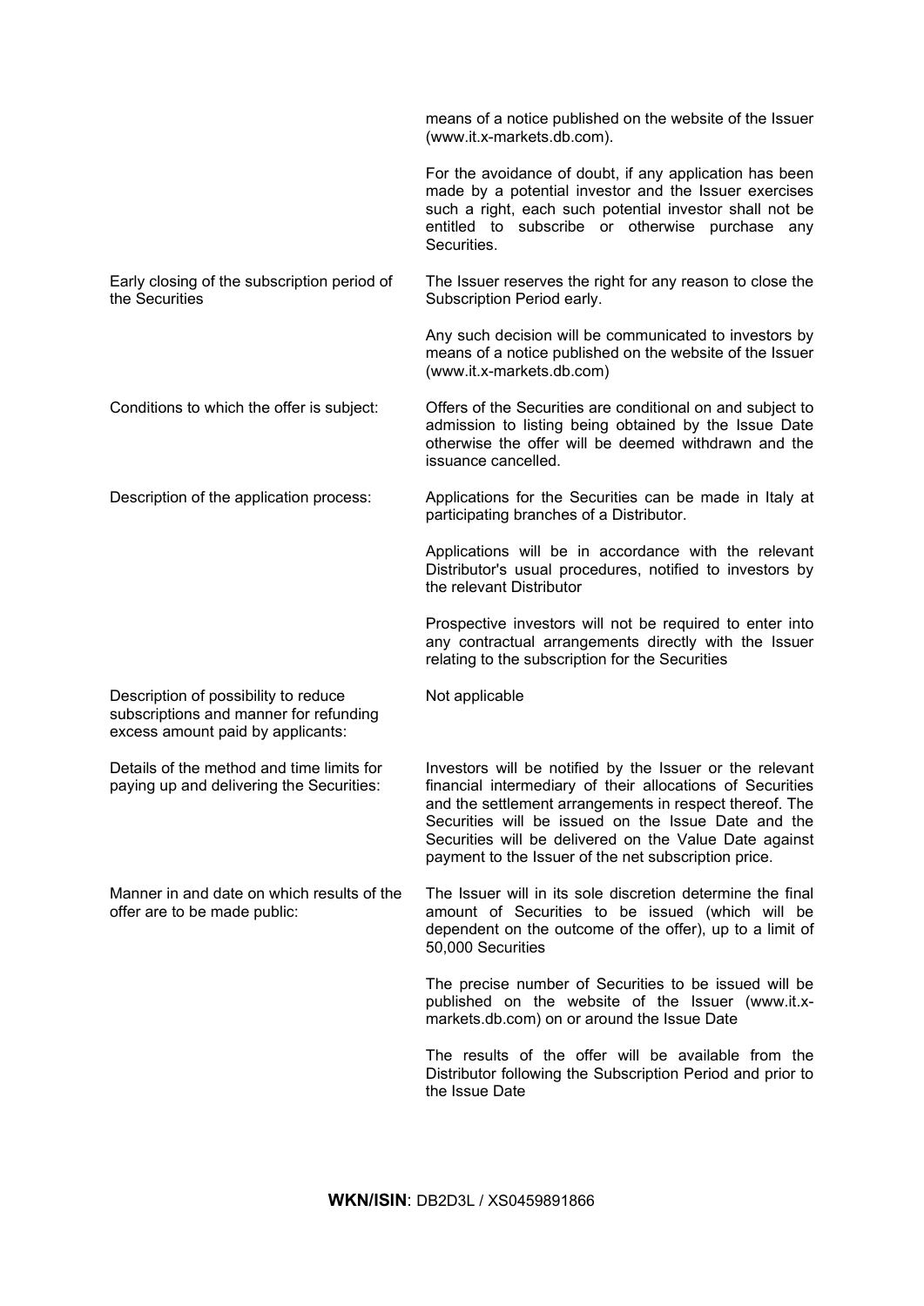| | |
|---|---|
| | means of a notice published on the website of the Issuer (www.it.x-markets.db.com). |
| | For the avoidance of doubt, if any application has been made by a potential investor and the Issuer exercises such a right, each such potential investor shall not be entitled to subscribe or otherwise purchase any Securities. |
| Early closing of the subscription period of the Securities | The Issuer reserves the right for any reason to close the Subscription Period early. |
| | Any such decision will be communicated to investors by means of a notice published on the website of the Issuer (www.it.x-markets.db.com) |
| Conditions to which the offer is subject: | Offers of the Securities are conditional on and subject to admission to listing being obtained by the Issue Date otherwise the offer will be deemed withdrawn and the issuance cancelled. |
| Description of the application process: | Applications for the Securities can be made in Italy at participating branches of a Distributor. |
| | Applications will be in accordance with the relevant Distributor's usual procedures, notified to investors by the relevant Distributor |
| | Prospective investors will not be required to enter into any contractual arrangements directly with the Issuer relating to the subscription for the Securities |
| Description of possibility to reduce subscriptions and manner for refunding excess amount paid by applicants: | Not applicable |
| Details of the method and time limits for paying up and delivering the Securities: | Investors will be notified by the Issuer or the relevant financial intermediary of their allocations of Securities and the settlement arrangements in respect thereof. The Securities will be issued on the Issue Date and the Securities will be delivered on the Value Date against payment to the Issuer of the net subscription price. |
| Manner in and date on which results of the offer are to be made public: | The Issuer will in its sole discretion determine the final amount of Securities to be issued (which will be dependent on the outcome of the offer), up to a limit of 50,000 Securities |
| | The precise number of Securities to be issued will be published on the website of the Issuer (www.it.x-markets.db.com) on or around the Issue Date |
| | The results of the offer will be available from the Distributor following the Subscription Period and prior to the Issue Date |

**WKN/ISIN**: DB2D3L / XS0459891866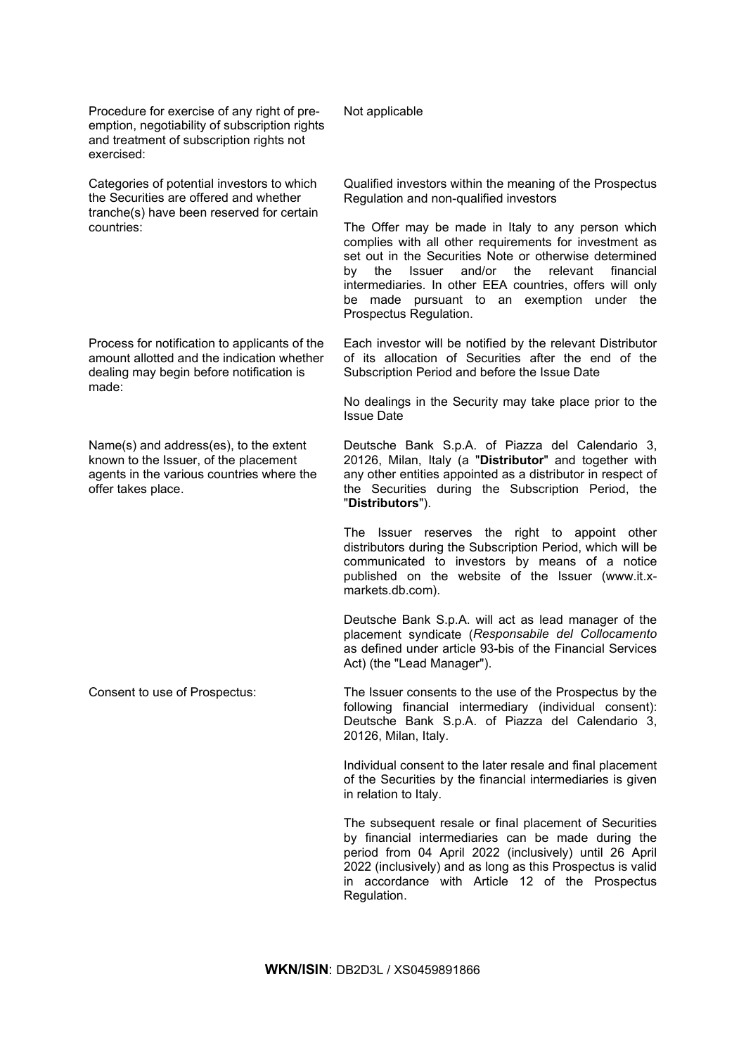| | |
|---|---|
| Procedure for exercise of any right of pre-emption, negotiability of subscription rights and treatment of subscription rights not exercised: | Not applicable |
| Categories of potential investors to which the Securities are offered and whether tranche(s) have been reserved for certain countries: | Qualified investors within the meaning of the Prospectus Regulation and non-qualified investors<br><br>The Offer may be made in Italy to any person which complies with all other requirements for investment as set out in the Securities Note or otherwise determined by the Issuer and/or the relevant financial intermediaries. In other EEA countries, offers will only be made pursuant to an exemption under the Prospectus Regulation. |
| Process for notification to applicants of the amount allotted and the indication whether dealing may begin before notification is made: | Each investor will be notified by the relevant Distributor of its allocation of Securities after the end of the Subscription Period and before the Issue Date<br><br>No dealings in the Security may take place prior to the Issue Date |
| Name(s) and address(es), to the extent known to the Issuer, of the placement agents in the various countries where the offer takes place. | Deutsche Bank S.p.A. of Piazza del Calendario 3, 20126, Milan, Italy (a "**Distributor**" and together with any other entities appointed as a distributor in respect of the Securities during the Subscription Period, the "**Distributors**").<br><br>The Issuer reserves the right to appoint other distributors during the Subscription Period, which will be communicated to investors by means of a notice published on the website of the Issuer (www.it.x-markets.db.com).<br><br>Deutsche Bank S.p.A. will act as lead manager of the placement syndicate (*Responsabile del Collocamento* as defined under article 93-bis of the Financial Services Act) (the "Lead Manager"). |
| Consent to use of Prospectus: | The Issuer consents to the use of the Prospectus by the following financial intermediary (individual consent): Deutsche Bank S.p.A. of Piazza del Calendario 3, 20126, Milan, Italy.<br><br>Individual consent to the later resale and final placement of the Securities by the financial intermediaries is given in relation to Italy.<br><br>The subsequent resale or final placement of Securities by financial intermediaries can be made during the period from 04 April 2022 (inclusively) until 26 April 2022 (inclusively) and as long as this Prospectus is valid in accordance with Article 12 of the Prospectus Regulation. |

**WKN/ISIN**: DB2D3L / XS0459891866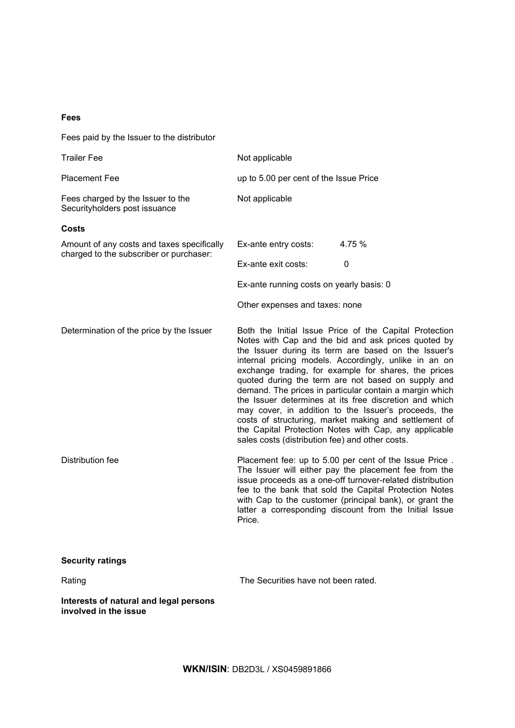**Fees**

Fees paid by the Issuer to the distributor

| | |
|---|---|
| Trailer Fee | Not applicable |
| Placement Fee | up to 5.00 per cent of the Issue Price |
| Fees charged by the Issuer to the Securityholders post issuance | Not applicable |

**Costs**

| | |
|---|---|
| Amount of any costs and taxes specifically charged to the subscriber or purchaser: | Ex-ante entry costs: 4.75 %<br>Ex-ante exit costs: 0<br>Ex-ante running costs on yearly basis: 0<br>Other expenses and taxes: none |
| Determination of the price by the Issuer | Both the Initial Issue Price of the Capital Protection Notes with Cap and the bid and ask prices quoted by the Issuer during its term are based on the Issuer's internal pricing models. Accordingly, unlike in an on exchange trading, for example for shares, the prices quoted during the term are not based on supply and demand. The prices in particular contain a margin which the Issuer determines at its free discretion and which may cover, in addition to the Issuer's proceeds, the costs of structuring, market making and settlement of the Capital Protection Notes with Cap, any applicable sales costs (distribution fee) and other costs. |
| Distribution fee | Placement fee: up to 5.00 per cent of the Issue Price . The Issuer will either pay the placement fee from the issue proceeds as a one-off turnover-related distribution fee to the bank that sold the Capital Protection Notes with Cap to the customer (principal bank), or grant the latter a corresponding discount from the Initial Issue Price. |

**Security ratings**

| | |
|---|---|
| Rating | The Securities have not been rated. |

**Interests of natural and legal persons involved in the issue**

**WKN/ISIN**: DB2D3L / XS0459891866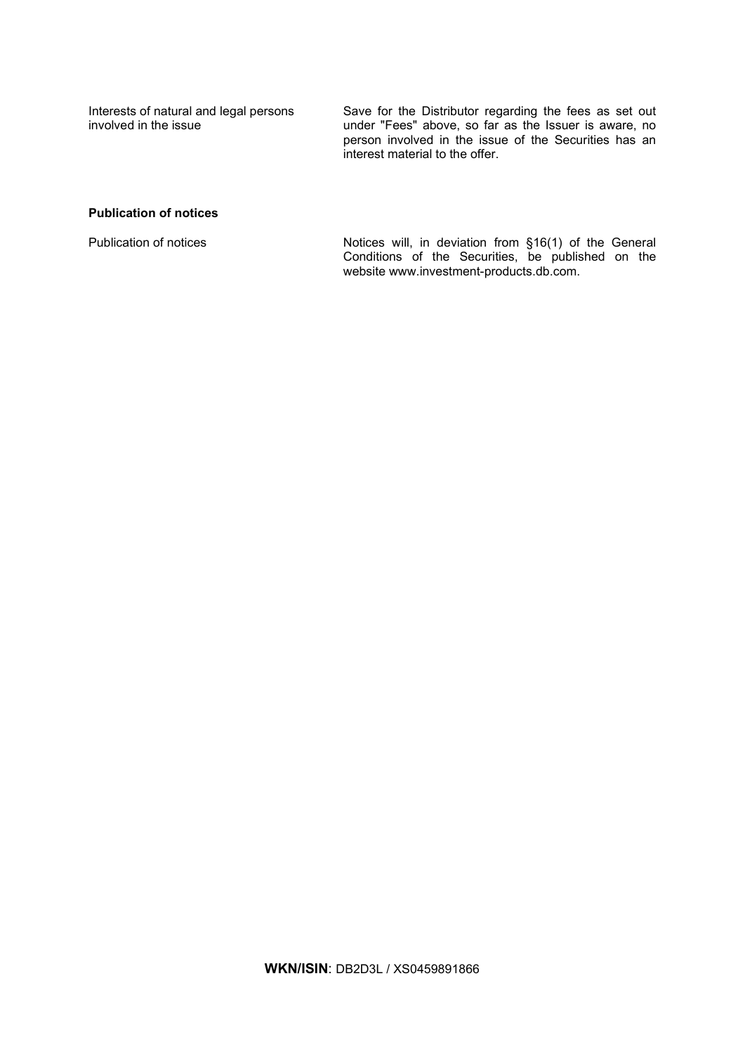| | |
|---|---|
| Interests of natural and legal persons involved in the issue | Save for the Distributor regarding the fees as set out under "Fees" above, so far as the Issuer is aware, no person involved in the issue of the Securities has an interest material to the offer. |

**Publication of notices**

| | |
|---|---|
| Publication of notices | Notices will, in deviation from §16(1) of the General Conditions of the Securities, be published on the website www.investment-products.db.com. |

**WKN/ISIN**: DB2D3L / XS0459891866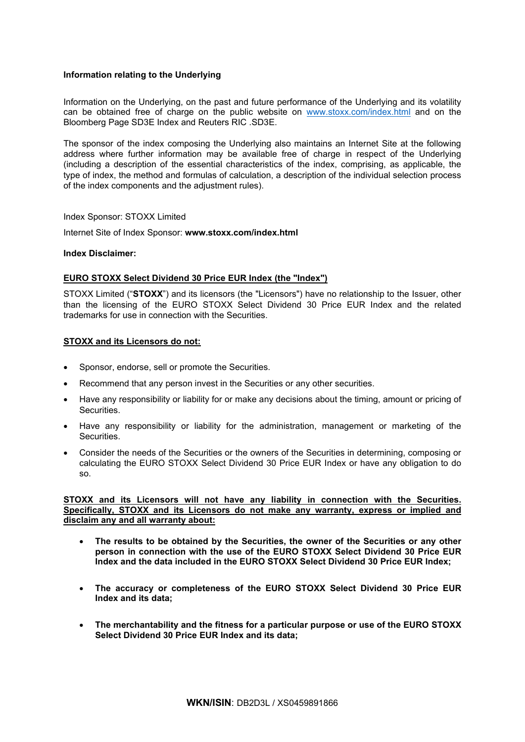**Information relating to the Underlying**

Information on the Underlying, on the past and future performance of the Underlying and its volatility can be obtained free of charge on the public website on www.stoxx.com/index.html and on the Bloomberg Page SD3E Index and Reuters RIC .SD3E.

The sponsor of the index composing the Underlying also maintains an Internet Site at the following address where further information may be available free of charge in respect of the Underlying (including a description of the essential characteristics of the index, comprising, as applicable, the type of index, the method and formulas of calculation, a description of the individual selection process of the index components and the adjustment rules).

Index Sponsor: STOXX Limited

Internet Site of Index Sponsor: **www.stoxx.com/index.html**

**Index Disclaimer:**

**EURO STOXX Select Dividend 30 Price EUR Index (the "Index")**

STOXX Limited ("**STOXX**") and its licensors (the "Licensors") have no relationship to the Issuer, other than the licensing of the EURO STOXX Select Dividend 30 Price EUR Index and the related trademarks for use in connection with the Securities.

**STOXX and its Licensors do not:**

- Sponsor, endorse, sell or promote the Securities.
- Recommend that any person invest in the Securities or any other securities.
- Have any responsibility or liability for or make any decisions about the timing, amount or pricing of Securities.
- Have any responsibility or liability for the administration, management or marketing of the Securities.
- Consider the needs of the Securities or the owners of the Securities in determining, composing or calculating the EURO STOXX Select Dividend 30 Price EUR Index or have any obligation to do so.

**STOXX and its Licensors will not have any liability in connection with the Securities. Specifically, STOXX and its Licensors do not make any warranty, express or implied and disclaim any and all warranty about:**

- **The results to be obtained by the Securities, the owner of the Securities or any other person in connection with the use of the EURO STOXX Select Dividend 30 Price EUR Index and the data included in the EURO STOXX Select Dividend 30 Price EUR Index;**
- **The accuracy or completeness of the EURO STOXX Select Dividend 30 Price EUR Index and its data;**
- **The merchantability and the fitness for a particular purpose or use of the EURO STOXX Select Dividend 30 Price EUR Index and its data;**

**WKN/ISIN**: DB2D3L / XS0459891866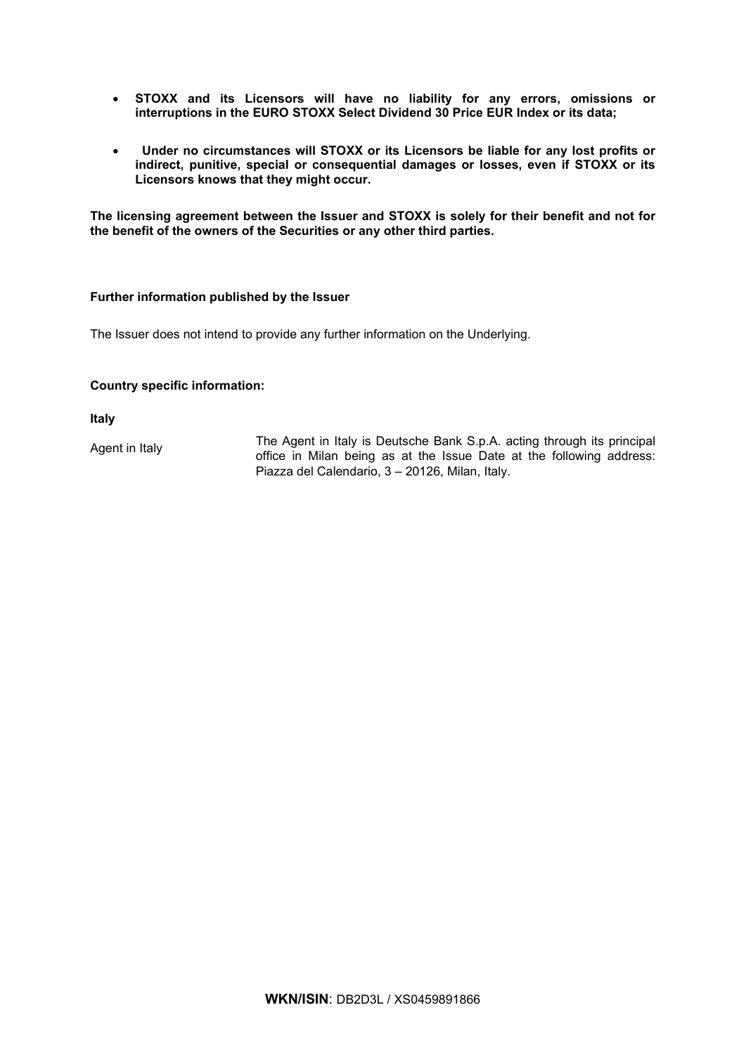- **STOXX and its Licensors will have no liability for any errors, omissions or interruptions in the EURO STOXX Select Dividend 30 Price EUR Index or its data;**

- **Under no circumstances will STOXX or its Licensors be liable for any lost profits or indirect, punitive, special or consequential damages or losses, even if STOXX or its Licensors knows that they might occur.**

**The licensing agreement between the Issuer and STOXX is solely for their benefit and not for the benefit of the owners of the Securities or any other third parties.**

**Further information published by the Issuer**

The Issuer does not intend to provide any further information on the Underlying.

**Country specific information:**

**Italy**

| | |
|---|---|
| Agent in Italy | The Agent in Italy is Deutsche Bank S.p.A. acting through its principal office in Milan being as at the Issue Date at the following address: Piazza del Calendario, 3 – 20126, Milan, Italy. |

**WKN/ISIN**: DB2D3L / XS0459891866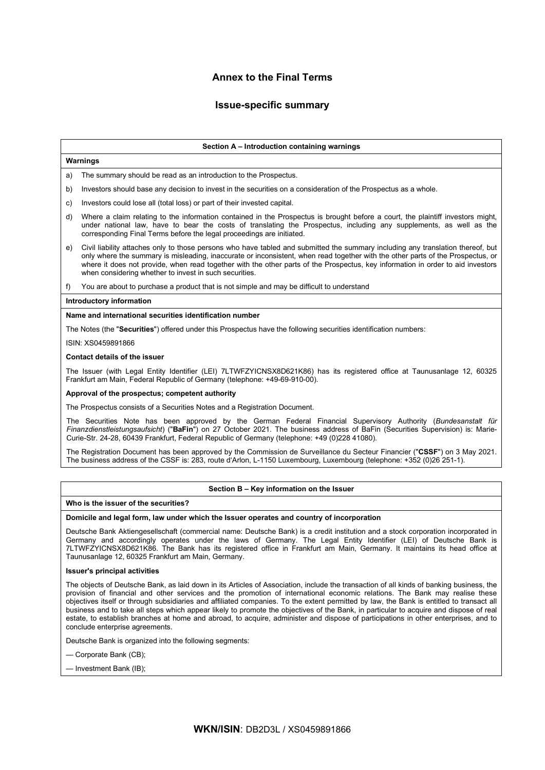# Annex to the Final Terms

## Issue-specific summary

### Section A – Introduction containing warnings

**Warnings**

a) The summary should be read as an introduction to the Prospectus.

b) Investors should base any decision to invest in the securities on a consideration of the Prospectus as a whole.

c) Investors could lose all (total loss) or part of their invested capital.

d) Where a claim relating to the information contained in the Prospectus is brought before a court, the plaintiff investors might, under national law, have to bear the costs of translating the Prospectus, including any supplements, as well as the corresponding Final Terms before the legal proceedings are initiated.

e) Civil liability attaches only to those persons who have tabled and submitted the summary including any translation thereof, but only where the summary is misleading, inaccurate or inconsistent, when read together with the other parts of the Prospectus, or where it does not provide, when read together with the other parts of the Prospectus, key information in order to aid investors when considering whether to invest in such securities.

f) You are about to purchase a product that is not simple and may be difficult to understand

**Introductory information**

**Name and international securities identification number**

The Notes (the "**Securities**") offered under this Prospectus have the following securities identification numbers:

ISIN: XS0459891866

**Contact details of the issuer**

The Issuer (with Legal Entity Identifier (LEI) 7LTWFZYICNSX8D621K86) has its registered office at Taunusanlage 12, 60325 Frankfurt am Main, Federal Republic of Germany (telephone: +49-69-910-00).

**Approval of the prospectus; competent authority**

The Prospectus consists of a Securities Notes and a Registration Document.

The Securities Note has been approved by the German Federal Financial Supervisory Authority (*Bundesanstalt für Finanzdienstleistungsaufsicht*) ("**BaFin**") on 27 October 2021. The business address of BaFin (Securities Supervision) is: Marie-Curie-Str. 24-28, 60439 Frankfurt, Federal Republic of Germany (telephone: +49 (0)228 41080).

The Registration Document has been approved by the Commission de Surveillance du Secteur Financier ("**CSSF**") on 3 May 2021. The business address of the CSSF is: 283, route d'Arlon, L-1150 Luxembourg, Luxembourg (telephone: +352 (0)26 251-1).

### Section B – Key information on the Issuer

**Who is the issuer of the securities?**

**Domicile and legal form, law under which the Issuer operates and country of incorporation**

Deutsche Bank Aktiengesellschaft (commercial name: Deutsche Bank) is a credit institution and a stock corporation incorporated in Germany and accordingly operates under the laws of Germany. The Legal Entity Identifier (LEI) of Deutsche Bank is 7LTWFZYICNSX8D621K86. The Bank has its registered office in Frankfurt am Main, Germany. It maintains its head office at Taunusanlage 12, 60325 Frankfurt am Main, Germany.

**Issuer's principal activities**

The objects of Deutsche Bank, as laid down in its Articles of Association, include the transaction of all kinds of banking business, the provision of financial and other services and the promotion of international economic relations. The Bank may realise these objectives itself or through subsidiaries and affiliated companies. To the extent permitted by law, the Bank is entitled to transact all business and to take all steps which appear likely to promote the objectives of the Bank, in particular to acquire and dispose of real estate, to establish branches at home and abroad, to acquire, administer and dispose of participations in other enterprises, and to conclude enterprise agreements.

Deutsche Bank is organized into the following segments:

— Corporate Bank (CB);

— Investment Bank (IB);

**WKN/ISIN**: DB2D3L / XS0459891866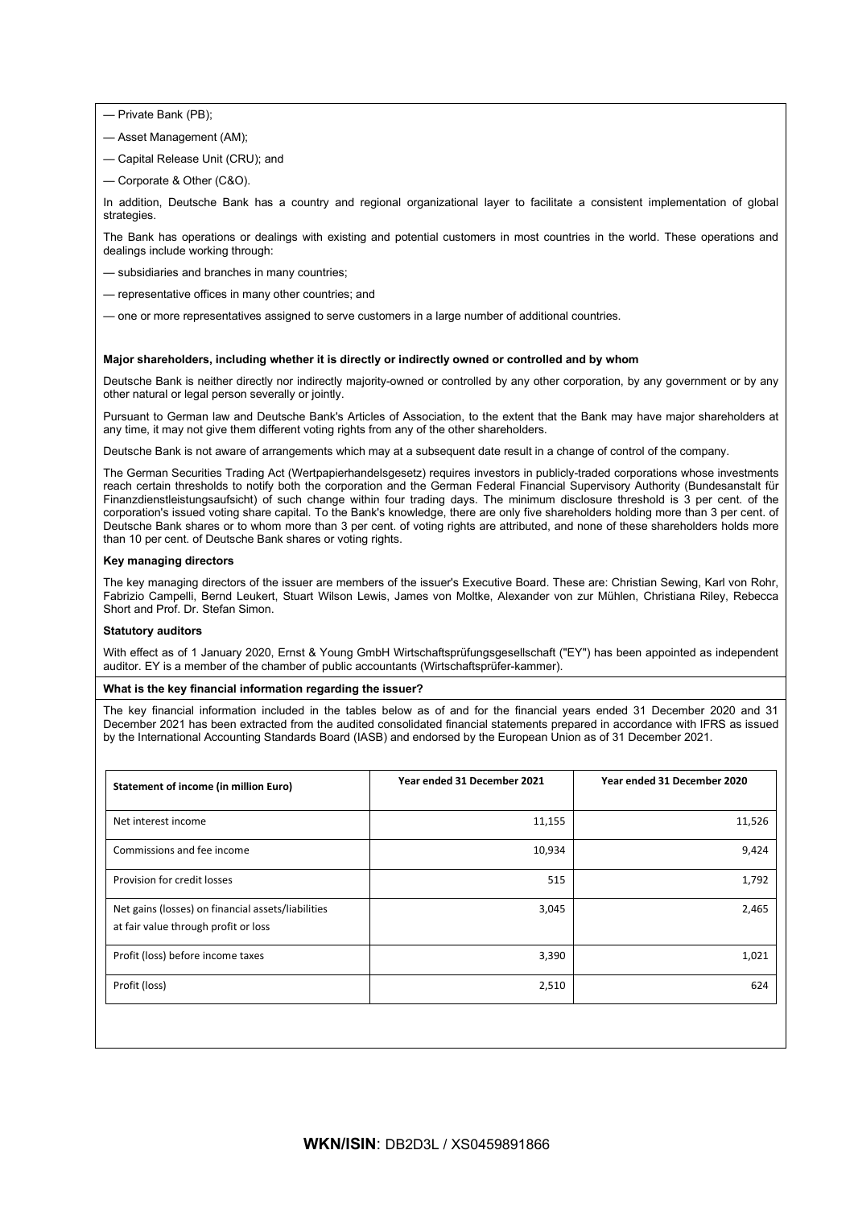— Private Bank (PB);

— Asset Management (AM);

— Capital Release Unit (CRU); and

— Corporate & Other (C&O).

In addition, Deutsche Bank has a country and regional organizational layer to facilitate a consistent implementation of global strategies.

The Bank has operations or dealings with existing and potential customers in most countries in the world. These operations and dealings include working through:

— subsidiaries and branches in many countries;

— representative offices in many other countries; and

— one or more representatives assigned to serve customers in a large number of additional countries.

**Major shareholders, including whether it is directly or indirectly owned or controlled and by whom**

Deutsche Bank is neither directly nor indirectly majority-owned or controlled by any other corporation, by any government or by any other natural or legal person severally or jointly.

Pursuant to German law and Deutsche Bank's Articles of Association, to the extent that the Bank may have major shareholders at any time, it may not give them different voting rights from any of the other shareholders.

Deutsche Bank is not aware of arrangements which may at a subsequent date result in a change of control of the company.

The German Securities Trading Act (Wertpapierhandelsgesetz) requires investors in publicly-traded corporations whose investments reach certain thresholds to notify both the corporation and the German Federal Financial Supervisory Authority (Bundesanstalt für Finanzdienstleistungsaufsicht) of such change within four trading days. The minimum disclosure threshold is 3 per cent. of the corporation's issued voting share capital. To the Bank's knowledge, there are only five shareholders holding more than 3 per cent. of Deutsche Bank shares or to whom more than 3 per cent. of voting rights are attributed, and none of these shareholders holds more than 10 per cent. of Deutsche Bank shares or voting rights.

**Key managing directors**

The key managing directors of the issuer are members of the issuer's Executive Board. These are: Christian Sewing, Karl von Rohr, Fabrizio Campelli, Bernd Leukert, Stuart Wilson Lewis, James von Moltke, Alexander von zur Mühlen, Christiana Riley, Rebecca Short and Prof. Dr. Stefan Simon.

**Statutory auditors**

With effect as of 1 January 2020, Ernst & Young GmbH Wirtschaftsprüfungsgesellschaft ("EY") has been appointed as independent auditor. EY is a member of the chamber of public accountants (Wirtschaftsprüfer-kammer).

**What is the key financial information regarding the issuer?**

The key financial information included in the tables below as of and for the financial years ended 31 December 2020 and 31 December 2021 has been extracted from the audited consolidated financial statements prepared in accordance with IFRS as issued by the International Accounting Standards Board (IASB) and endorsed by the European Union as of 31 December 2021.

| Statement of income (in million Euro) | Year ended 31 December 2021 | Year ended 31 December 2020 |
|---|---|---|
| Net interest income | 11,155 | 11,526 |
| Commissions and fee income | 10,934 | 9,424 |
| Provision for credit losses | 515 | 1,792 |
| Net gains (losses) on financial assets/liabilities at fair value through profit or loss | 3,045 | 2,465 |
| Profit (loss) before income taxes | 3,390 | 1,021 |
| Profit (loss) | 2,510 | 624 |

**WKN/ISIN**: DB2D3L / XS0459891866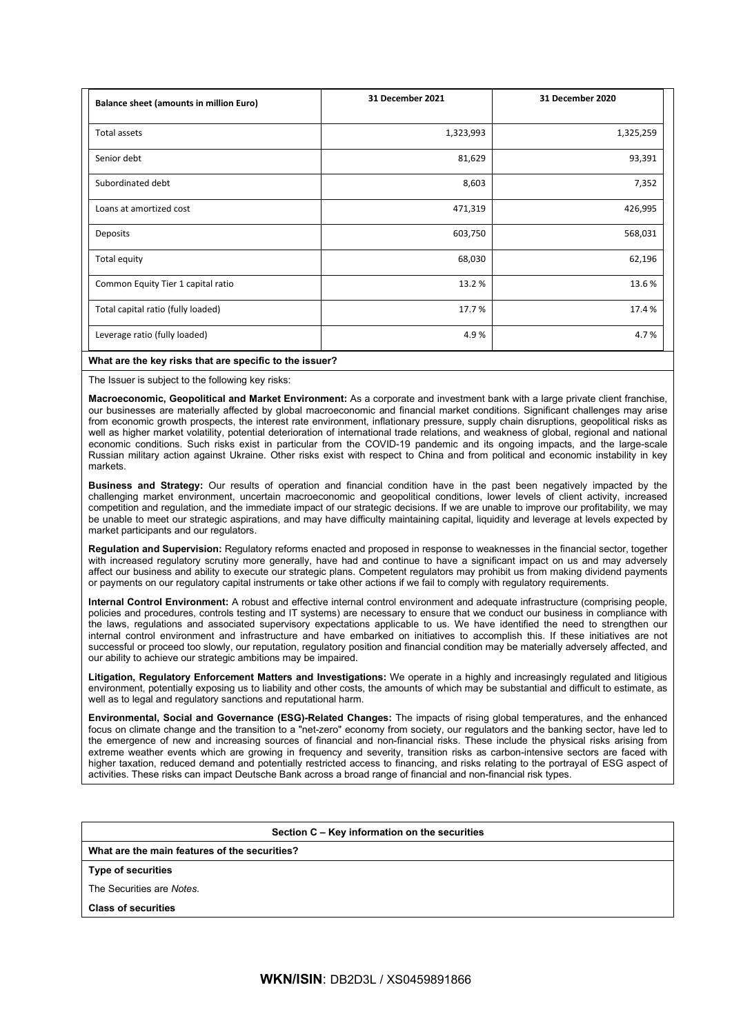| Balance sheet (amounts in million Euro) | 31 December 2021 | 31 December 2020 |
|---|---|---|
| Total assets | 1,323,993 | 1,325,259 |
| Senior debt | 81,629 | 93,391 |
| Subordinated debt | 8,603 | 7,352 |
| Loans at amortized cost | 471,319 | 426,995 |
| Deposits | 603,750 | 568,031 |
| Total equity | 68,030 | 62,196 |
| Common Equity Tier 1 capital ratio | 13.2 % | 13.6 % |
| Total capital ratio (fully loaded) | 17.7 % | 17.4 % |
| Leverage ratio (fully loaded) | 4.9 % | 4.7 % |

**What are the key risks that are specific to the issuer?**

The Issuer is subject to the following key risks:

**Macroeconomic, Geopolitical and Market Environment:** As a corporate and investment bank with a large private client franchise, our businesses are materially affected by global macroeconomic and financial market conditions. Significant challenges may arise from economic growth prospects, the interest rate environment, inflationary pressure, supply chain disruptions, geopolitical risks as well as higher market volatility, potential deterioration of international trade relations, and weakness of global, regional and national economic conditions. Such risks exist in particular from the COVID-19 pandemic and its ongoing impacts, and the large-scale Russian military action against Ukraine. Other risks exist with respect to China and from political and economic instability in key markets.

**Business and Strategy:** Our results of operation and financial condition have in the past been negatively impacted by the challenging market environment, uncertain macroeconomic and geopolitical conditions, lower levels of client activity, increased competition and regulation, and the immediate impact of our strategic decisions. If we are unable to improve our profitability, we may be unable to meet our strategic aspirations, and may have difficulty maintaining capital, liquidity and leverage at levels expected by market participants and our regulators.

**Regulation and Supervision:** Regulatory reforms enacted and proposed in response to weaknesses in the financial sector, together with increased regulatory scrutiny more generally, have had and continue to have a significant impact on us and may adversely affect our business and ability to execute our strategic plans. Competent regulators may prohibit us from making dividend payments or payments on our regulatory capital instruments or take other actions if we fail to comply with regulatory requirements.

**Internal Control Environment:** A robust and effective internal control environment and adequate infrastructure (comprising people, policies and procedures, controls testing and IT systems) are necessary to ensure that we conduct our business in compliance with the laws, regulations and associated supervisory expectations applicable to us. We have identified the need to strengthen our internal control environment and infrastructure and have embarked on initiatives to accomplish this. If these initiatives are not successful or proceed too slowly, our reputation, regulatory position and financial condition may be materially adversely affected, and our ability to achieve our strategic ambitions may be impaired.

**Litigation, Regulatory Enforcement Matters and Investigations:** We operate in a highly and increasingly regulated and litigious environment, potentially exposing us to liability and other costs, the amounts of which may be substantial and difficult to estimate, as well as to legal and regulatory sanctions and reputational harm.

**Environmental, Social and Governance (ESG)-Related Changes:** The impacts of rising global temperatures, and the enhanced focus on climate change and the transition to a "net-zero" economy from society, our regulators and the banking sector, have led to the emergence of new and increasing sources of financial and non-financial risks. These include the physical risks arising from extreme weather events which are growing in frequency and severity, transition risks as carbon-intensive sectors are faced with higher taxation, reduced demand and potentially restricted access to financing, and risks relating to the portrayal of ESG aspect of activities. These risks can impact Deutsche Bank across a broad range of financial and non-financial risk types.

## Section C – Key information on the securities

**What are the main features of the securities?**

**Type of securities**

The Securities are *Notes*.

**Class of securities**

**WKN/ISIN**: DB2D3L / XS0459891866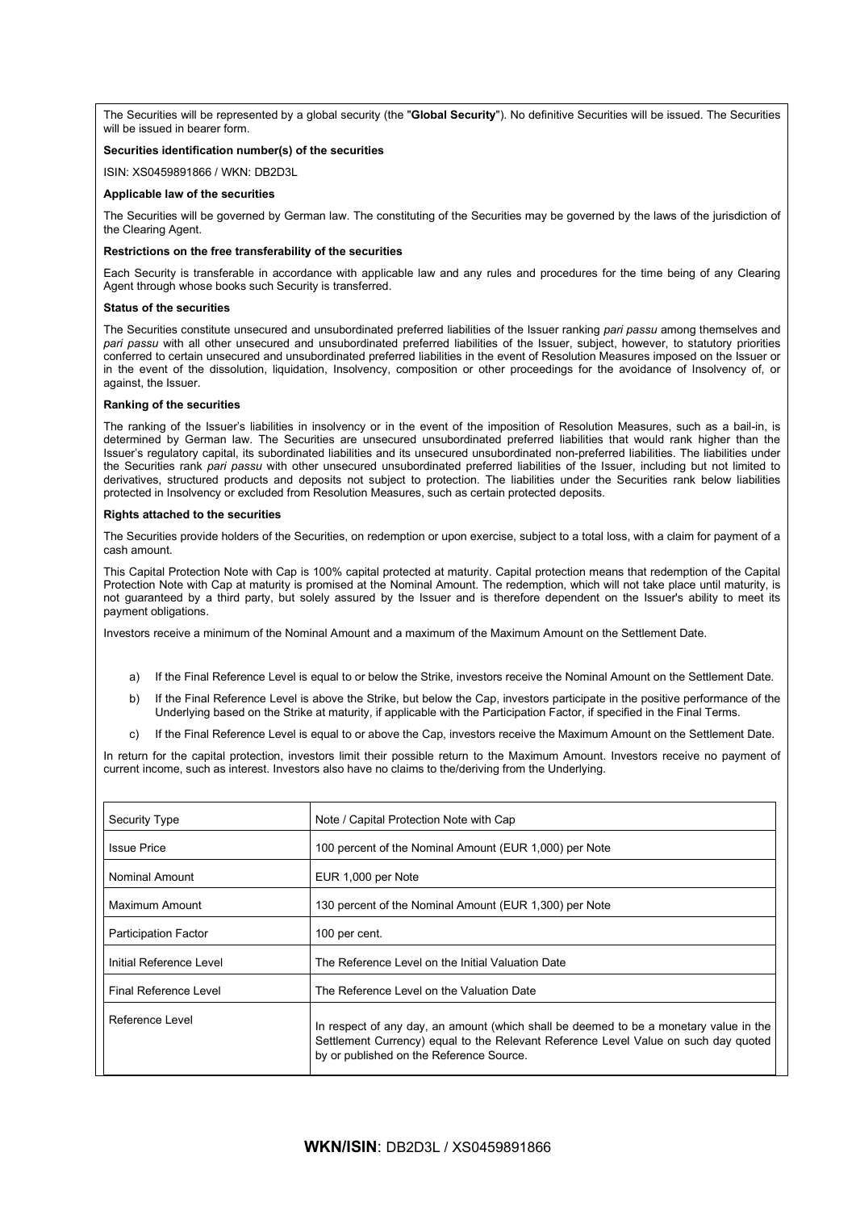The Securities will be represented by a global security (the "**Global Security**"). No definitive Securities will be issued. The Securities will be issued in bearer form.

**Securities identification number(s) of the securities**

ISIN: XS0459891866 / WKN: DB2D3L

**Applicable law of the securities**

The Securities will be governed by German law. The constituting of the Securities may be governed by the laws of the jurisdiction of the Clearing Agent.

**Restrictions on the free transferability of the securities**

Each Security is transferable in accordance with applicable law and any rules and procedures for the time being of any Clearing Agent through whose books such Security is transferred.

**Status of the securities**

The Securities constitute unsecured and unsubordinated preferred liabilities of the Issuer ranking *pari passu* among themselves and *pari passu* with all other unsecured and unsubordinated preferred liabilities of the Issuer, subject, however, to statutory priorities conferred to certain unsecured and unsubordinated preferred liabilities in the event of Resolution Measures imposed on the Issuer or in the event of the dissolution, liquidation, Insolvency, composition or other proceedings for the avoidance of Insolvency of, or against, the Issuer.

**Ranking of the securities**

The ranking of the Issuer's liabilities in insolvency or in the event of the imposition of Resolution Measures, such as a bail-in, is determined by German law. The Securities are unsecured unsubordinated preferred liabilities that would rank higher than the Issuer's regulatory capital, its subordinated liabilities and its unsecured unsubordinated non-preferred liabilities. The liabilities under the Securities rank *pari passu* with other unsecured unsubordinated preferred liabilities of the Issuer, including but not limited to derivatives, structured products and deposits not subject to protection. The liabilities under the Securities rank below liabilities protected in Insolvency or excluded from Resolution Measures, such as certain protected deposits.

**Rights attached to the securities**

The Securities provide holders of the Securities, on redemption or upon exercise, subject to a total loss, with a claim for payment of a cash amount.

This Capital Protection Note with Cap is 100% capital protected at maturity. Capital protection means that redemption of the Capital Protection Note with Cap at maturity is promised at the Nominal Amount. The redemption, which will not take place until maturity, is not guaranteed by a third party, but solely assured by the Issuer and is therefore dependent on the Issuer's ability to meet its payment obligations.

Investors receive a minimum of the Nominal Amount and a maximum of the Maximum Amount on the Settlement Date.

a) If the Final Reference Level is equal to or below the Strike, investors receive the Nominal Amount on the Settlement Date.

b) If the Final Reference Level is above the Strike, but below the Cap, investors participate in the positive performance of the Underlying based on the Strike at maturity, if applicable with the Participation Factor, if specified in the Final Terms.

c) If the Final Reference Level is equal to or above the Cap, investors receive the Maximum Amount on the Settlement Date.

In return for the capital protection, investors limit their possible return to the Maximum Amount. Investors receive no payment of current income, such as interest. Investors also have no claims to the/deriving from the Underlying.

| Security Type | Note / Capital Protection Note with Cap |
|---|---|
| Issue Price | 100 percent of the Nominal Amount (EUR 1,000) per Note |
| Nominal Amount | EUR 1,000 per Note |
| Maximum Amount | 130 percent of the Nominal Amount (EUR 1,300) per Note |
| Participation Factor | 100 per cent. |
| Initial Reference Level | The Reference Level on the Initial Valuation Date |
| Final Reference Level | The Reference Level on the Valuation Date |
| Reference Level | In respect of any day, an amount (which shall be deemed to be a monetary value in the Settlement Currency) equal to the Relevant Reference Level Value on such day quoted by or published on the Reference Source. |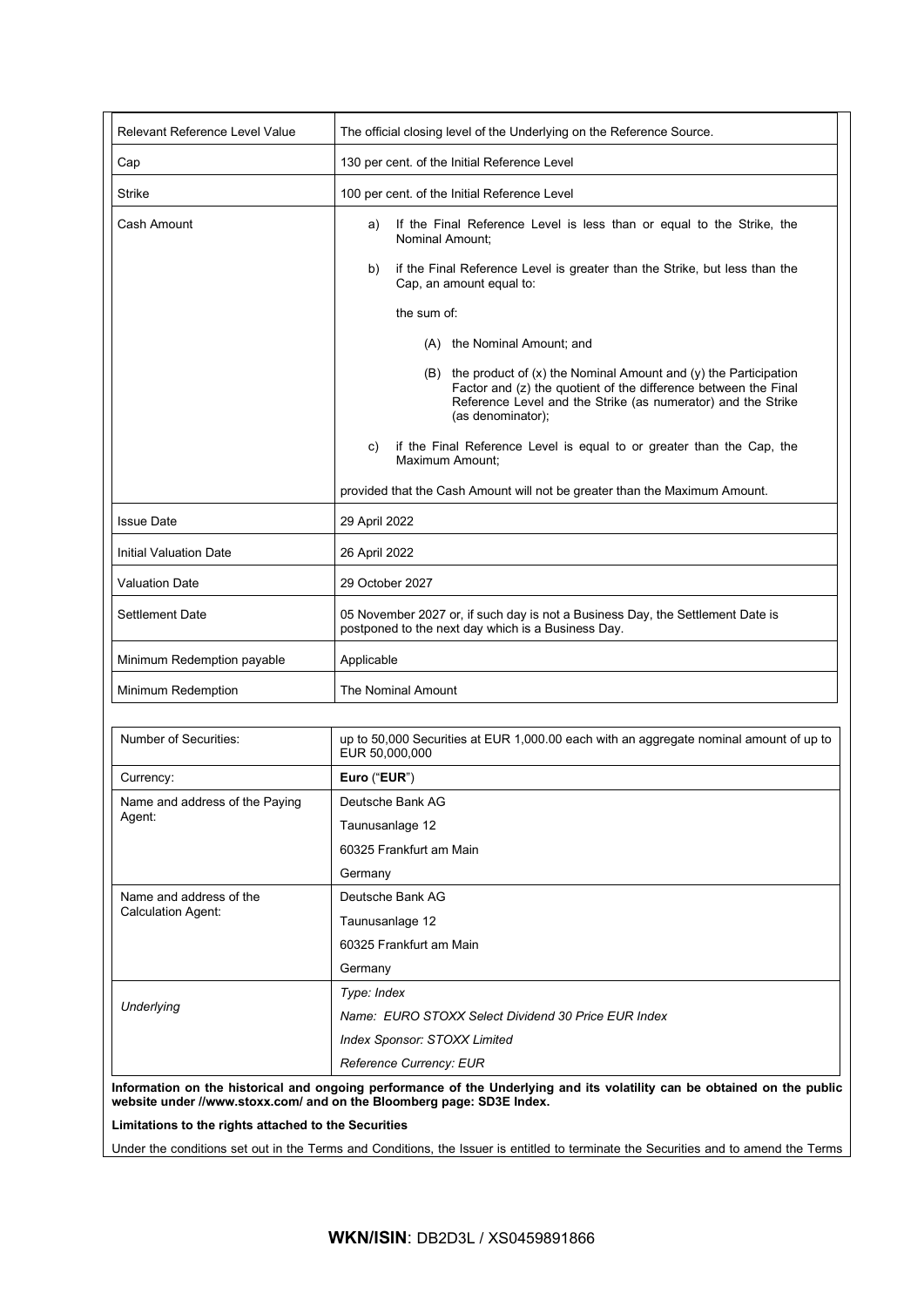| Relevant Reference Level Value | The official closing level of the Underlying on the Reference Source. |
|---|---|
| Cap | 130 per cent. of the Initial Reference Level |
| Strike | 100 per cent. of the Initial Reference Level |
| Cash Amount | a) If the Final Reference Level is less than or equal to the Strike, the Nominal Amount;<br><br>b) if the Final Reference Level is greater than the Strike, but less than the Cap, an amount equal to:<br><br>the sum of:<br><br>(A) the Nominal Amount; and<br><br>(B) the product of (x) the Nominal Amount and (y) the Participation Factor and (z) the quotient of the difference between the Final Reference Level and the Strike (as numerator) and the Strike (as denominator);<br><br>c) if the Final Reference Level is equal to or greater than the Cap, the Maximum Amount;<br><br>provided that the Cash Amount will not be greater than the Maximum Amount. |
| Issue Date | 29 April 2022 |
| Initial Valuation Date | 26 April 2022 |
| Valuation Date | 29 October 2027 |
| Settlement Date | 05 November 2027 or, if such day is not a Business Day, the Settlement Date is postponed to the next day which is a Business Day. |
| Minimum Redemption payable | Applicable |
| Minimum Redemption | The Nominal Amount |

| Number of Securities: | up to 50,000 Securities at EUR 1,000.00 each with an aggregate nominal amount of up to EUR 50,000,000 |
|---|---|
| Currency: | **Euro** (“**EUR**”) |
| Name and address of the Paying Agent: | Deutsche Bank AG<br>Taunusanlage 12<br>60325 Frankfurt am Main<br>Germany |
| Name and address of the Calculation Agent: | Deutsche Bank AG<br>Taunusanlage 12<br>60325 Frankfurt am Main<br>Germany |
| *Underlying* | *Type: Index*<br>*Name: EURO STOXX Select Dividend 30 Price EUR Index*<br>*Index Sponsor: STOXX Limited*<br>*Reference Currency: EUR* |

**Information on the historical and ongoing performance of the Underlying and its volatility can be obtained on the public website under //www.stoxx.com/ and on the Bloomberg page: SD3E Index.**

**Limitations to the rights attached to the Securities**

Under the conditions set out in the Terms and Conditions, the Issuer is entitled to terminate the Securities and to amend the Terms

**WKN/ISIN**: DB2D3L / XS0459891866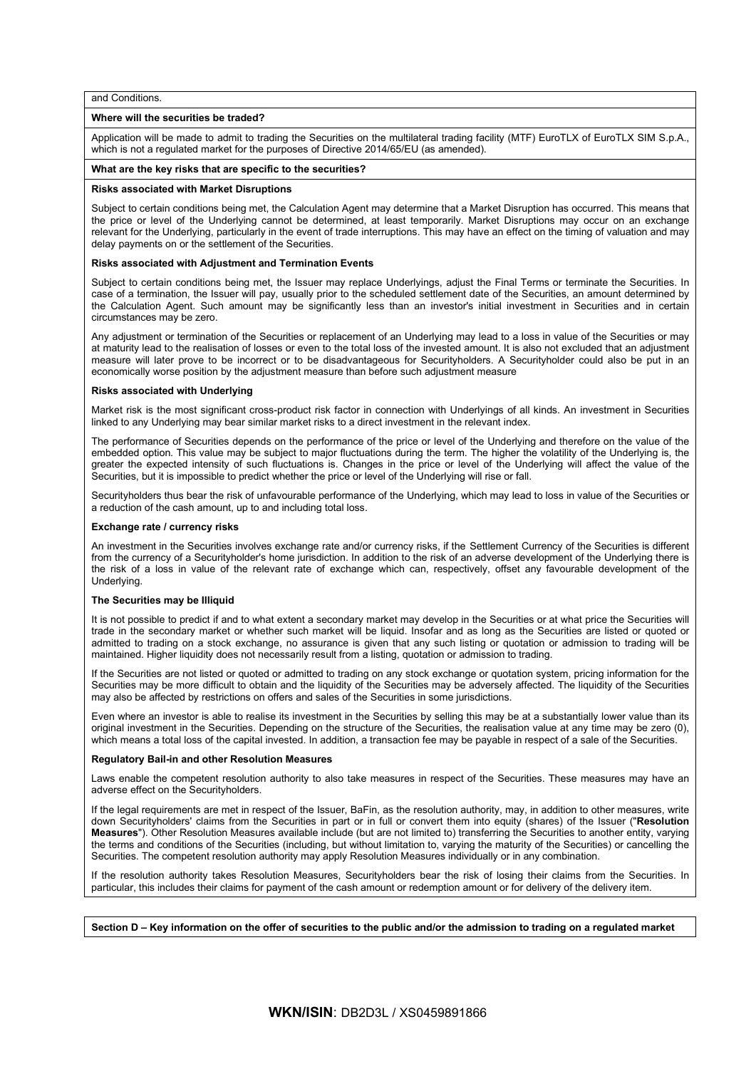and Conditions.

**Where will the securities be traded?**

Application will be made to admit to trading the Securities on the multilateral trading facility (MTF) EuroTLX of EuroTLX SIM S.p.A., which is not a regulated market for the purposes of Directive 2014/65/EU (as amended).

**What are the key risks that are specific to the securities?**

**Risks associated with Market Disruptions**

Subject to certain conditions being met, the Calculation Agent may determine that a Market Disruption has occurred. This means that the price or level of the Underlying cannot be determined, at least temporarily. Market Disruptions may occur on an exchange relevant for the Underlying, particularly in the event of trade interruptions. This may have an effect on the timing of valuation and may delay payments on or the settlement of the Securities.

**Risks associated with Adjustment and Termination Events**

Subject to certain conditions being met, the Issuer may replace Underlyings, adjust the Final Terms or terminate the Securities. In case of a termination, the Issuer will pay, usually prior to the scheduled settlement date of the Securities, an amount determined by the Calculation Agent. Such amount may be significantly less than an investor's initial investment in Securities and in certain circumstances may be zero.

Any adjustment or termination of the Securities or replacement of an Underlying may lead to a loss in value of the Securities or may at maturity lead to the realisation of losses or even to the total loss of the invested amount. It is also not excluded that an adjustment measure will later prove to be incorrect or to be disadvantageous for Securityholders. A Securityholder could also be put in an economically worse position by the adjustment measure than before such adjustment measure

**Risks associated with Underlying**

Market risk is the most significant cross-product risk factor in connection with Underlyings of all kinds. An investment in Securities linked to any Underlying may bear similar market risks to a direct investment in the relevant index.

The performance of Securities depends on the performance of the price or level of the Underlying and therefore on the value of the embedded option. This value may be subject to major fluctuations during the term. The higher the volatility of the Underlying is, the greater the expected intensity of such fluctuations is. Changes in the price or level of the Underlying will affect the value of the Securities, but it is impossible to predict whether the price or level of the Underlying will rise or fall.

Securityholders thus bear the risk of unfavourable performance of the Underlying, which may lead to loss in value of the Securities or a reduction of the cash amount, up to and including total loss.

**Exchange rate / currency risks**

An investment in the Securities involves exchange rate and/or currency risks, if the Settlement Currency of the Securities is different from the currency of a Securityholder's home jurisdiction. In addition to the risk of an adverse development of the Underlying there is the risk of a loss in value of the relevant rate of exchange which can, respectively, offset any favourable development of the Underlying.

**The Securities may be Illiquid**

It is not possible to predict if and to what extent a secondary market may develop in the Securities or at what price the Securities will trade in the secondary market or whether such market will be liquid. Insofar and as long as the Securities are listed or quoted or admitted to trading on a stock exchange, no assurance is given that any such listing or quotation or admission to trading will be maintained. Higher liquidity does not necessarily result from a listing, quotation or admission to trading.

If the Securities are not listed or quoted or admitted to trading on any stock exchange or quotation system, pricing information for the Securities may be more difficult to obtain and the liquidity of the Securities may be adversely affected. The liquidity of the Securities may also be affected by restrictions on offers and sales of the Securities in some jurisdictions.

Even where an investor is able to realise its investment in the Securities by selling this may be at a substantially lower value than its original investment in the Securities. Depending on the structure of the Securities, the realisation value at any time may be zero (0), which means a total loss of the capital invested. In addition, a transaction fee may be payable in respect of a sale of the Securities.

**Regulatory Bail-in and other Resolution Measures**

Laws enable the competent resolution authority to also take measures in respect of the Securities. These measures may have an adverse effect on the Securityholders.

If the legal requirements are met in respect of the Issuer, BaFin, as the resolution authority, may, in addition to other measures, write down Securityholders' claims from the Securities in part or in full or convert them into equity (shares) of the Issuer ("**Resolution Measures**"). Other Resolution Measures available include (but are not limited to) transferring the Securities to another entity, varying the terms and conditions of the Securities (including, but without limitation to, varying the maturity of the Securities) or cancelling the Securities. The competent resolution authority may apply Resolution Measures individually or in any combination.

If the resolution authority takes Resolution Measures, Securityholders bear the risk of losing their claims from the Securities. In particular, this includes their claims for payment of the cash amount or redemption amount or for delivery of the delivery item.

**Section D – Key information on the offer of securities to the public and/or the admission to trading on a regulated market**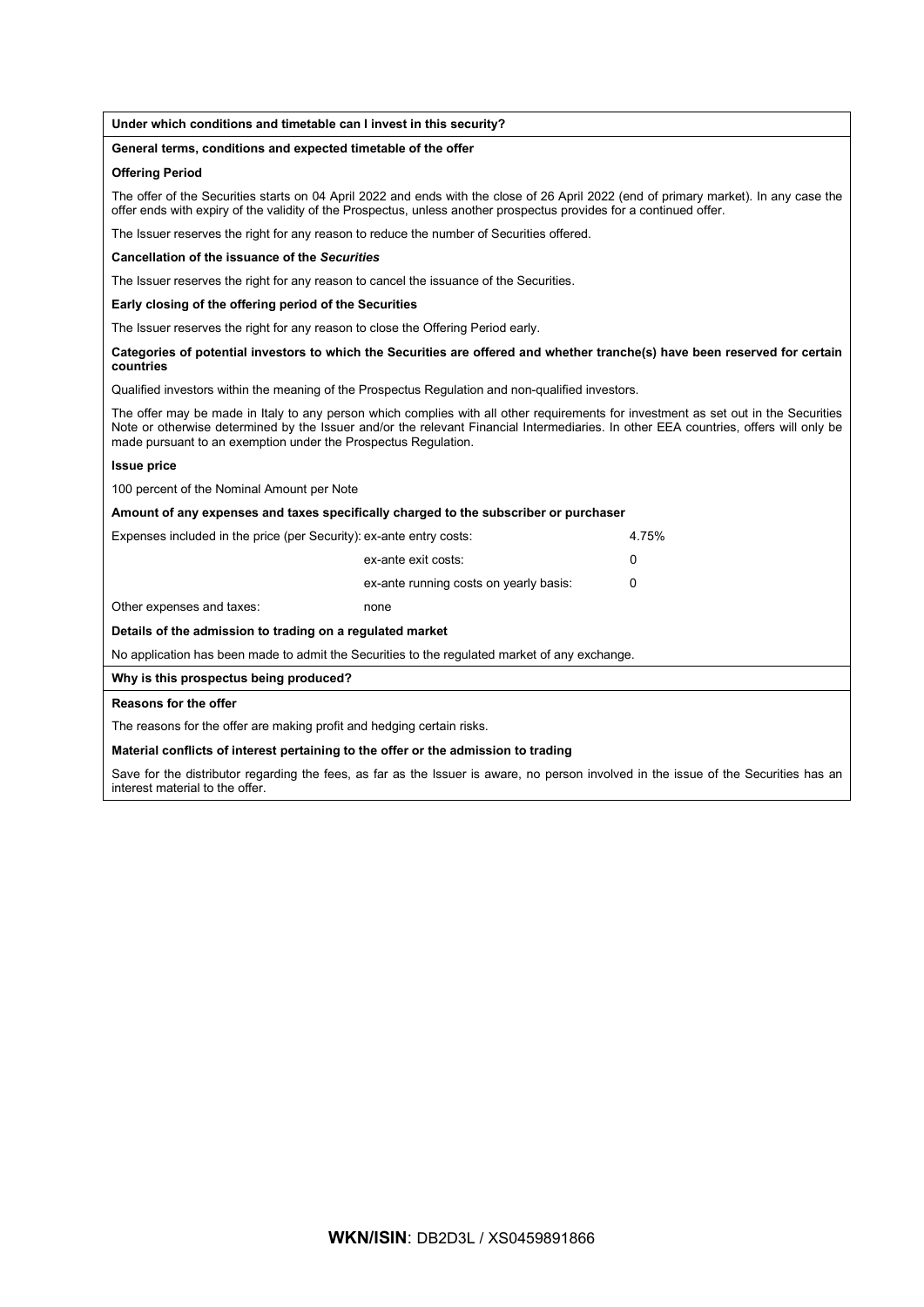**Under which conditions and timetable can I invest in this security?**

**General terms, conditions and expected timetable of the offer**

**Offering Period**

The offer of the Securities starts on 04 April 2022 and ends with the close of 26 April 2022 (end of primary market). In any case the offer ends with expiry of the validity of the Prospectus, unless another prospectus provides for a continued offer.

The Issuer reserves the right for any reason to reduce the number of Securities offered.

**Cancellation of the issuance of the *Securities***

The Issuer reserves the right for any reason to cancel the issuance of the Securities.

**Early closing of the offering period of the Securities**

The Issuer reserves the right for any reason to close the Offering Period early.

**Categories of potential investors to which the Securities are offered and whether tranche(s) have been reserved for certain countries**

Qualified investors within the meaning of the Prospectus Regulation and non-qualified investors.

The offer may be made in Italy to any person which complies with all other requirements for investment as set out in the Securities Note or otherwise determined by the Issuer and/or the relevant Financial Intermediaries. In other EEA countries, offers will only be made pursuant to an exemption under the Prospectus Regulation.

**Issue price**

100 percent of the Nominal Amount per Note

**Amount of any expenses and taxes specifically charged to the subscriber or purchaser**

| | | |
|---|---|---|
| Expenses included in the price (per Security): | ex-ante entry costs: | 4.75% |
| | ex-ante exit costs: | 0 |
| | ex-ante running costs on yearly basis: | 0 |
| Other expenses and taxes: | none | |

**Details of the admission to trading on a regulated market**

No application has been made to admit the Securities to the regulated market of any exchange.

**Why is this prospectus being produced?**

**Reasons for the offer**

The reasons for the offer are making profit and hedging certain risks.

**Material conflicts of interest pertaining to the offer or the admission to trading**

Save for the distributor regarding the fees, as far as the Issuer is aware, no person involved in the issue of the Securities has an interest material to the offer.

**WKN/ISIN**: DB2D3L / XS0459891866